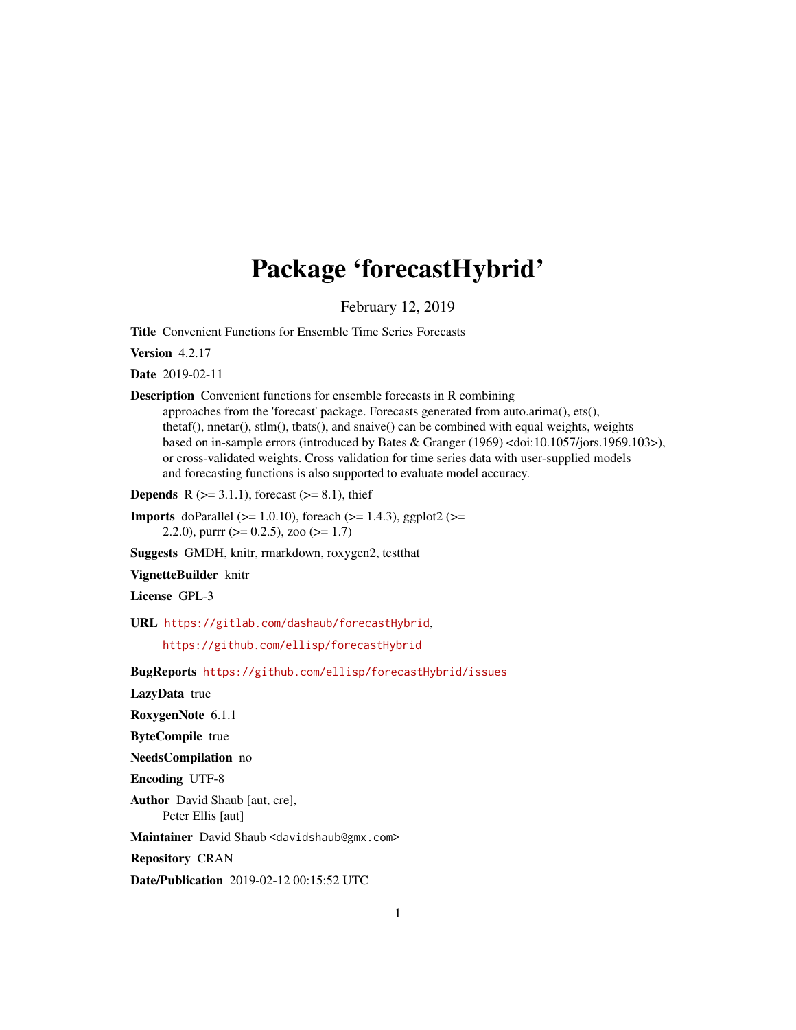# Package 'forecastHybrid'

February 12, 2019

**Title** Convenient Functions for Ensemble Time Series Forecasts

**Version** 4.2.17

**Date** 2019-02-11

**Description** Convenient functions for ensemble forecasts in R combining approaches from the 'forecast' package. Forecasts generated from auto.arima(), ets(), thetaf(), nnetar(), stlm(), tbats(), and snaive() can be combined with equal weights, weights based on in-sample errors (introduced by Bates & Granger (1969) <doi:10.1057/jors.1969.103>), or cross-validated weights. Cross validation for time series data with user-supplied models and forecasting functions is also supported to evaluate model accuracy.

**Depends** R (>= 3.1.1), forecast (>= 8.1), thief

**Imports** doParallel (>= 1.0.10), foreach (>= 1.4.3), ggplot2 (>= 2.2.0), purrr (>= 0.2.5), zoo (>= 1.7)

**Suggests** GMDH, knitr, rmarkdown, roxygen2, testthat

**VignetteBuilder** knitr

**License** GPL-3

**URL** https://gitlab.com/dashaub/forecastHybrid, https://github.com/ellisp/forecastHybrid

**BugReports** https://github.com/ellisp/forecastHybrid/issues

**LazyData** true

**RoxygenNote** 6.1.1

**ByteCompile** true

**NeedsCompilation** no

**Encoding** UTF-8

**Author** David Shaub [aut, cre], Peter Ellis [aut]

**Maintainer** David Shaub <davidshaub@gmx.com>

**Repository** CRAN

**Date/Publication** 2019-02-12 00:15:52 UTC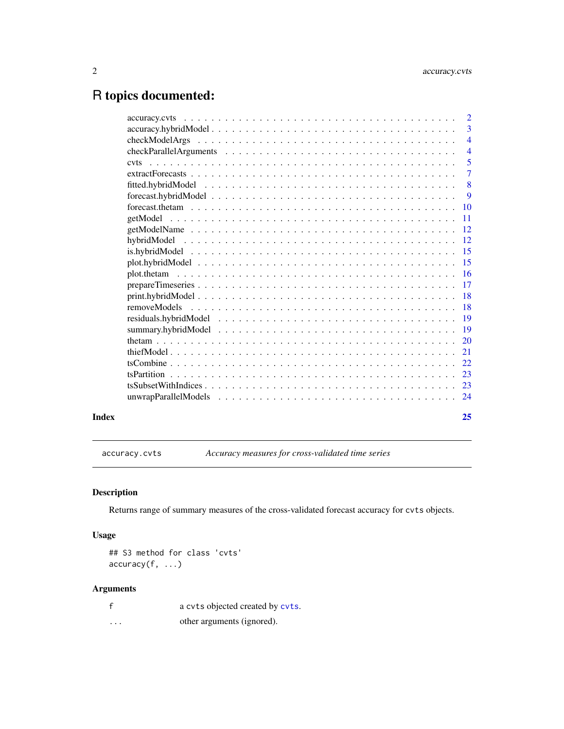# R topics documented:

| | |
|---|---|
| accuracy.cvts | 2 |
| accuracy.hybridModel | 3 |
| checkModelArgs | 4 |
| checkParallelArguments | 4 |
| cvts | 5 |
| extractForecasts | 7 |
| fitted.hybridModel | 8 |
| forecast.hybridModel | 9 |
| forecast.thetam | 10 |
| getModel | 11 |
| getModelName | 12 |
| hybridModel | 12 |
| is.hybridModel | 15 |
| plot.hybridModel | 15 |
| plot.thetam | 16 |
| prepareTimeseries | 17 |
| print.hybridModel | 18 |
| removeModels | 18 |
| residuals.hybridModel | 19 |
| summary.hybridModel | 19 |
| thetam | 20 |
| thiefModel | 21 |
| tsCombine | 22 |
| tsPartition | 23 |
| tsSubsetWithIndices | 23 |
| unwrapParallelModels | 24 |

**Index** **25**

---

`accuracy.cvts` *Accuracy measures for cross-validated time series*

---

## Description

Returns range of summary measures of the cross-validated forecast accuracy for `cvts` objects.

## Usage

```
## S3 method for class 'cvts'
accuracy(f, ...)
```

## Arguments

| | |
|---|---|
| `f` | a `cvts` objected created by `cvts`. |
| `...` | other arguments (ignored). |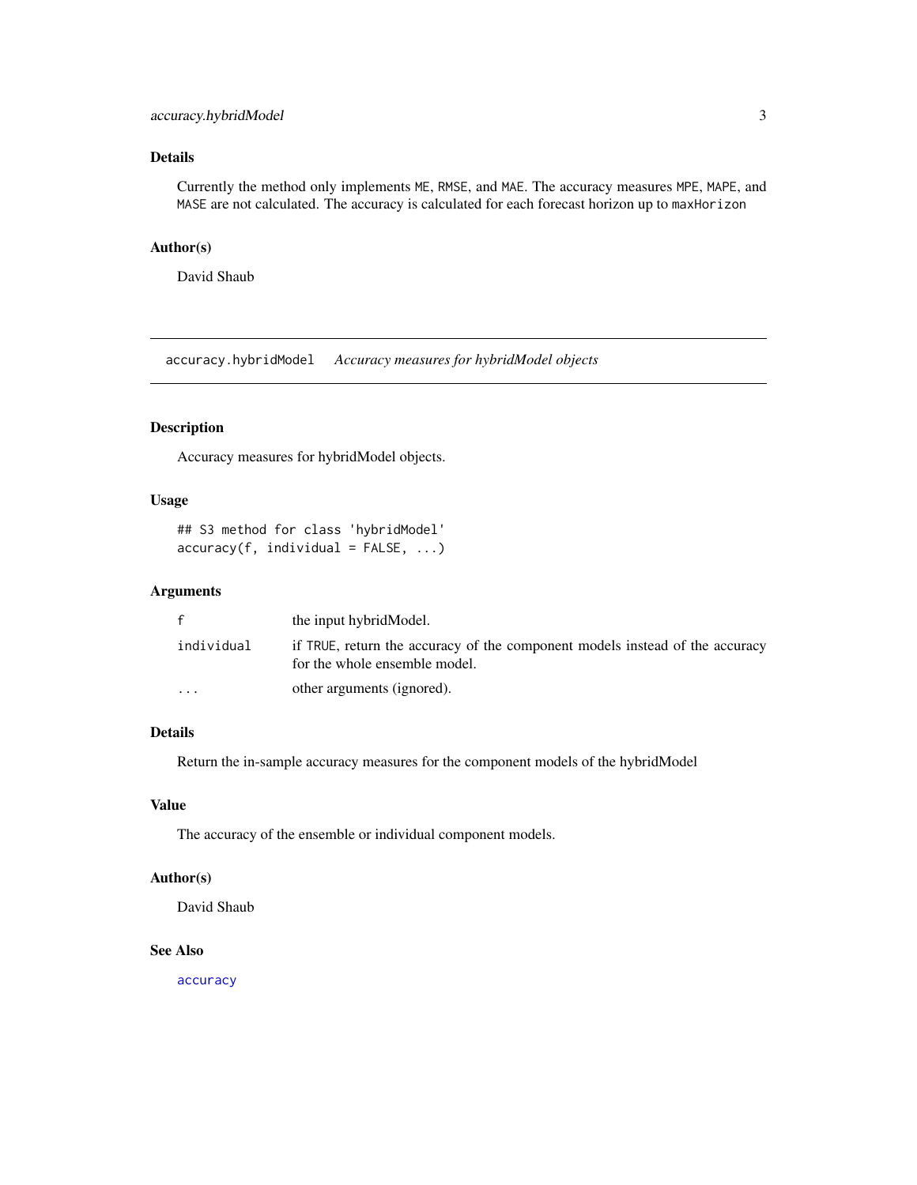## Details

Currently the method only implements `ME`, `RMSE`, and `MAE`. The accuracy measures `MPE`, `MAPE`, and `MASE` are not calculated. The accuracy is calculated for each forecast horizon up to `maxHorizon`

## Author(s)

David Shaub

---

# accuracy.hybridModel *Accuracy measures for hybridModel objects*

---

## Description

Accuracy measures for hybridModel objects.

## Usage

```
## S3 method for class 'hybridModel'
accuracy(f, individual = FALSE, ...)
```

## Arguments

| | |
|---|---|
| `f` | the input hybridModel. |
| `individual` | if `TRUE`, return the accuracy of the component models instead of the accuracy for the whole ensemble model. |
| `...` | other arguments (ignored). |

## Details

Return the in-sample accuracy measures for the component models of the hybridModel

## Value

The accuracy of the ensemble or individual component models.

## Author(s)

David Shaub

## See Also

`accuracy`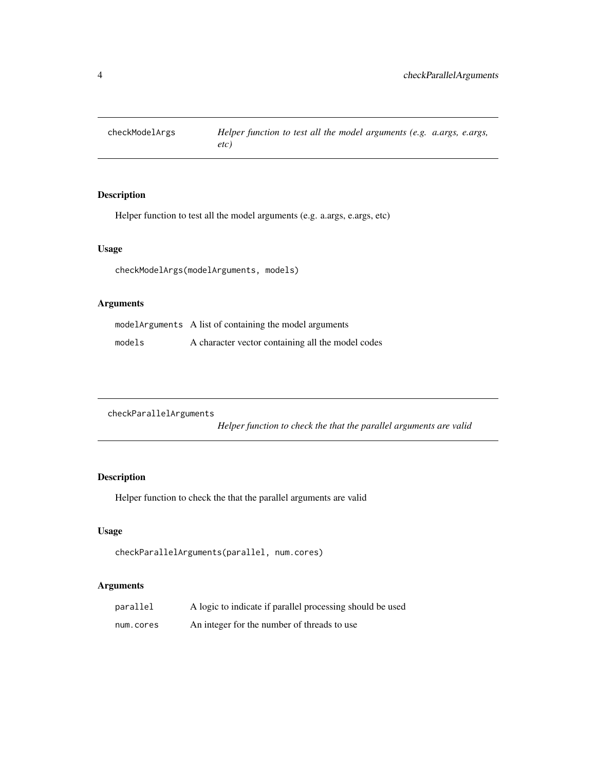## checkModelArgs

*Helper function to test all the model arguments (e.g. a.args, e.args, etc)*

### Description

Helper function to test all the model arguments (e.g. a.args, e.args, etc)

### Usage

```
checkModelArgs(modelArguments, models)
```

### Arguments

| | |
|---|---|
| modelArguments | A list of containing the model arguments |
| models | A character vector containing all the model codes |

## checkParallelArguments

*Helper function to check the that the parallel arguments are valid*

### Description

Helper function to check the that the parallel arguments are valid

### Usage

```
checkParallelArguments(parallel, num.cores)
```

### Arguments

| | |
|---|---|
| parallel | A logic to indicate if parallel processing should be used |
| num.cores | An integer for the number of threads to use |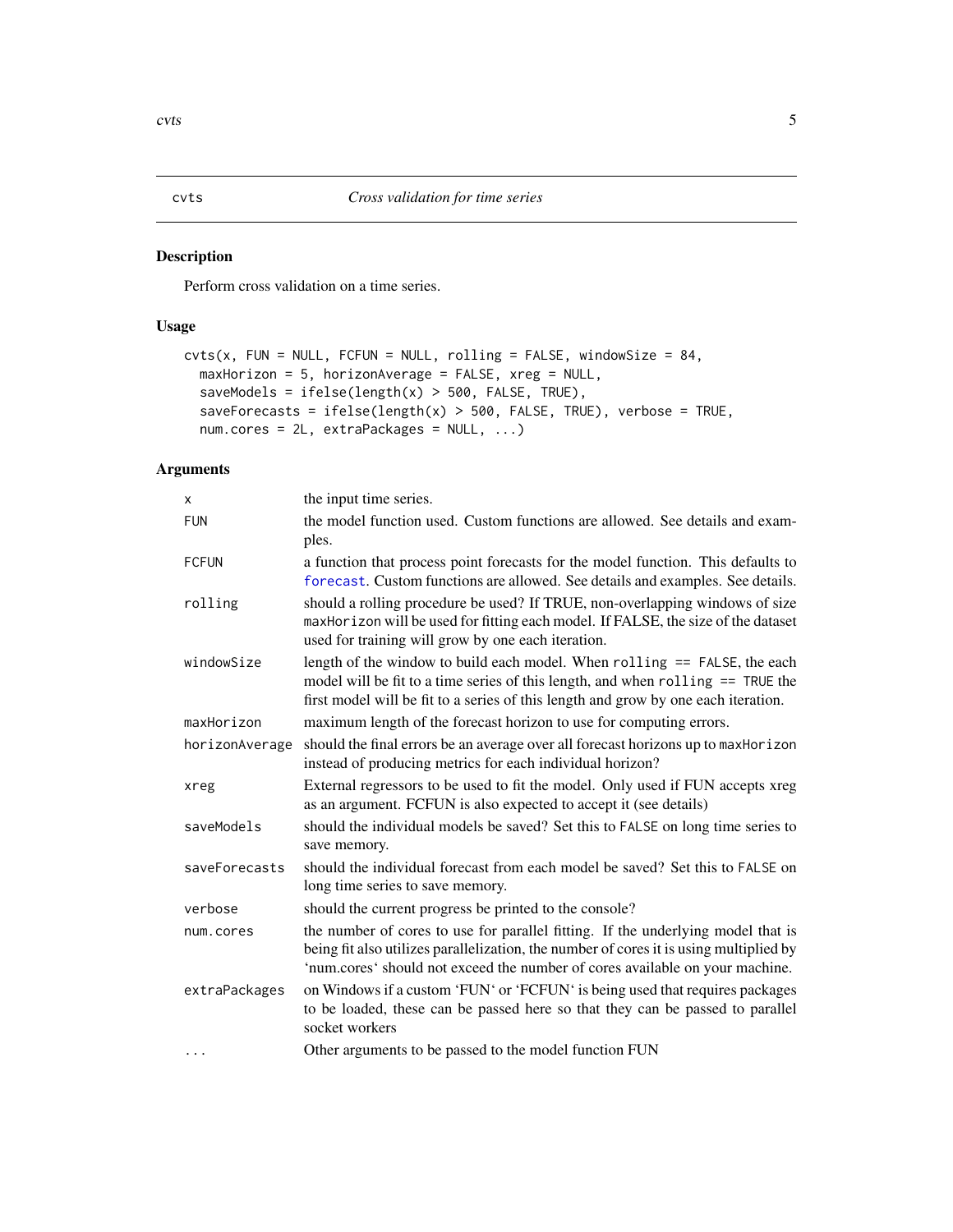# cvts — *Cross validation for time series*

## Description

Perform cross validation on a time series.

## Usage

```
cvts(x, FUN = NULL, FCFUN = NULL, rolling = FALSE, windowSize = 84,
  maxHorizon = 5, horizonAverage = FALSE, xreg = NULL,
  saveModels = ifelse(length(x) > 500, FALSE, TRUE),
  saveForecasts = ifelse(length(x) > 500, FALSE, TRUE), verbose = TRUE,
  num.cores = 2L, extraPackages = NULL, ...)
```

## Arguments

| | |
|---|---|
| `x` | the input time series. |
| `FUN` | the model function used. Custom functions are allowed. See details and examples. |
| `FCFUN` | a function that process point forecasts for the model function. This defaults to `forecast`. Custom functions are allowed. See details and examples. See details. |
| `rolling` | should a rolling procedure be used? If TRUE, non-overlapping windows of size `maxHorizon` will be used for fitting each model. If FALSE, the size of the dataset used for training will grow by one each iteration. |
| `windowSize` | length of the window to build each model. When `rolling == FALSE`, the each model will be fit to a time series of this length, and when `rolling == TRUE` the first model will be fit to a series of this length and grow by one each iteration. |
| `maxHorizon` | maximum length of the forecast horizon to use for computing errors. |
| `horizonAverage` | should the final errors be an average over all forecast horizons up to `maxHorizon` instead of producing metrics for each individual horizon? |
| `xreg` | External regressors to be used to fit the model. Only used if FUN accepts xreg as an argument. FCFUN is also expected to accept it (see details) |
| `saveModels` | should the individual models be saved? Set this to `FALSE` on long time series to save memory. |
| `saveForecasts` | should the individual forecast from each model be saved? Set this to `FALSE` on long time series to save memory. |
| `verbose` | should the current progress be printed to the console? |
| `num.cores` | the number of cores to use for parallel fitting. If the underlying model that is being fit also utilizes parallelization, the number of cores it is using multiplied by 'num.cores' should not exceed the number of cores available on your machine. |
| `extraPackages` | on Windows if a custom 'FUN' or 'FCFUN' is being used that requires packages to be loaded, these can be passed here so that they can be passed to parallel socket workers |
| `...` | Other arguments to be passed to the model function FUN |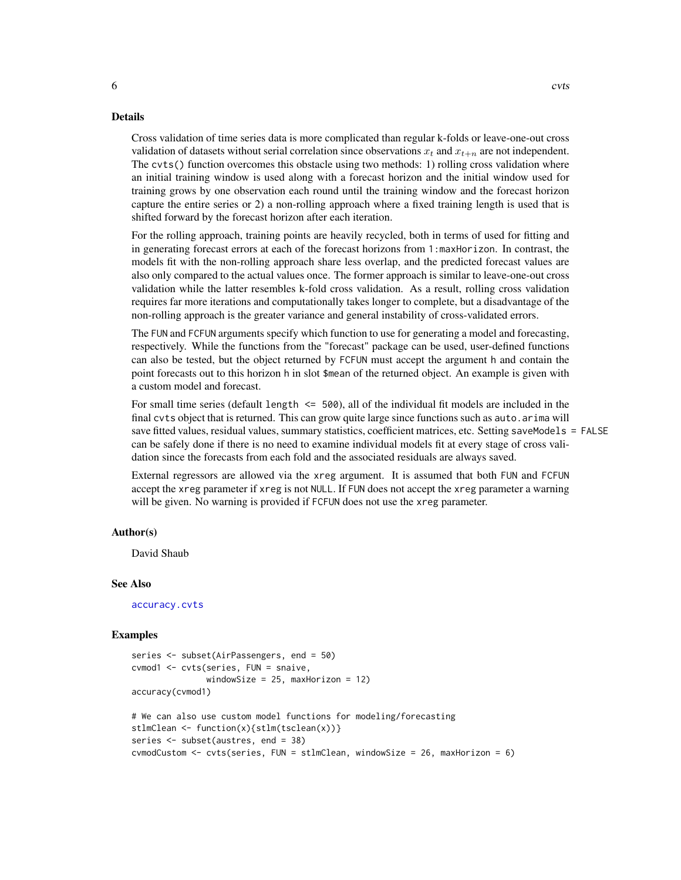## Details

Cross validation of time series data is more complicated than regular k-folds or leave-one-out cross validation of datasets without serial correlation since observations $x_t$ and $x_{t+n}$ are not independent. The `cvts()` function overcomes this obstacle using two methods: 1) rolling cross validation where an initial training window is used along with a forecast horizon and the initial window used for training grows by one observation each round until the training window and the forecast horizon capture the entire series or 2) a non-rolling approach where a fixed training length is used that is shifted forward by the forecast horizon after each iteration.

For the rolling approach, training points are heavily recycled, both in terms of used for fitting and in generating forecast errors at each of the forecast horizons from `1:maxHorizon`. In contrast, the models fit with the non-rolling approach share less overlap, and the predicted forecast values are also only compared to the actual values once. The former approach is similar to leave-one-out cross validation while the latter resembles k-fold cross validation. As a result, rolling cross validation requires far more iterations and computationally takes longer to complete, but a disadvantage of the non-rolling approach is the greater variance and general instability of cross-validated errors.

The `FUN` and `FCFUN` arguments specify which function to use for generating a model and forecasting, respectively. While the functions from the "forecast" package can be used, user-defined functions can also be tested, but the object returned by `FCFUN` must accept the argument `h` and contain the point forecasts out to this horizon `h` in slot `$mean` of the returned object. An example is given with a custom model and forecast.

For small time series (default `length <= 500`), all of the individual fit models are included in the final `cvts` object that is returned. This can grow quite large since functions such as `auto.arima` will save fitted values, residual values, summary statistics, coefficient matrices, etc. Setting `saveModels = FALSE` can be safely done if there is no need to examine individual models fit at every stage of cross validation since the forecasts from each fold and the associated residuals are always saved.

External regressors are allowed via the `xreg` argument. It is assumed that both `FUN` and `FCFUN` accept the `xreg` parameter if `xreg` is not `NULL`. If `FUN` does not accept the `xreg` parameter a warning will be given. No warning is provided if `FCFUN` does not use the `xreg` parameter.

## Author(s)

David Shaub

## See Also

accuracy.cvts

## Examples

```
series <- subset(AirPassengers, end = 50)
cvmod1 <- cvts(series, FUN = snaive,
               windowSize = 25, maxHorizon = 12)
accuracy(cvmod1)

# We can also use custom model functions for modeling/forecasting
stlmClean <- function(x){stlm(tsclean(x))}
series <- subset(austres, end = 38)
cvmodCustom <- cvts(series, FUN = stlmClean, windowSize = 26, maxHorizon = 6)
```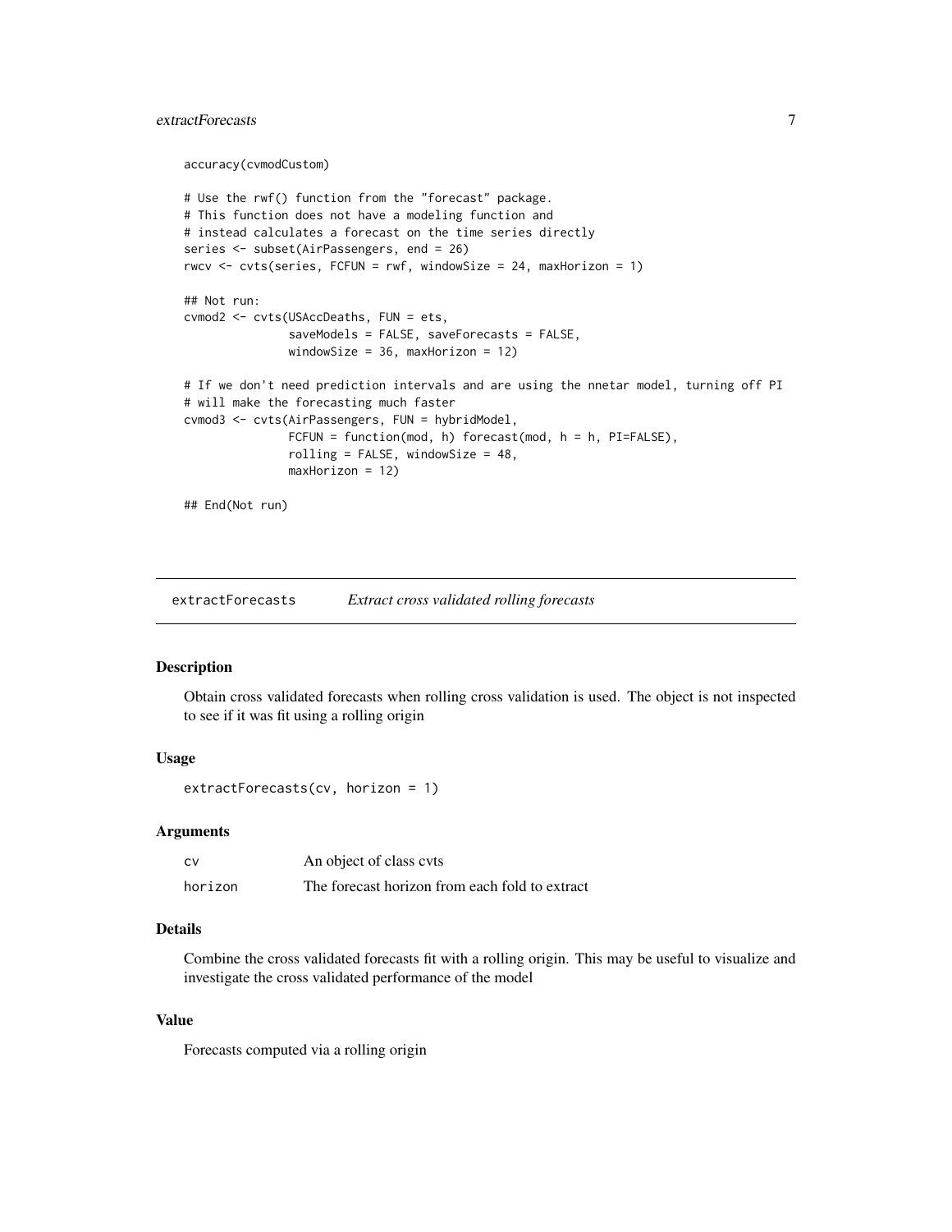```
accuracy(cvmodCustom)

# Use the rwf() function from the "forecast" package.
# This function does not have a modeling function and
# instead calculates a forecast on the time series directly
series <- subset(AirPassengers, end = 26)
rwcv <- cvts(series, FCFUN = rwf, windowSize = 24, maxHorizon = 1)

## Not run:
cvmod2 <- cvts(USAccDeaths, FUN = ets,
               saveModels = FALSE, saveForecasts = FALSE,
               windowSize = 36, maxHorizon = 12)

# If we don't need prediction intervals and are using the nnetar model, turning off PI
# will make the forecasting much faster
cvmod3 <- cvts(AirPassengers, FUN = hybridModel,
               FCFUN = function(mod, h) forecast(mod, h = h, PI=FALSE),
               rolling = FALSE, windowSize = 48,
               maxHorizon = 12)

## End(Not run)
```

## extractForecasts *Extract cross validated rolling forecasts*

### Description

Obtain cross validated forecasts when rolling cross validation is used. The object is not inspected to see if it was fit using a rolling origin

### Usage

```
extractForecasts(cv, horizon = 1)
```

### Arguments

| | |
|---|---|
| cv | An object of class cvts |
| horizon | The forecast horizon from each fold to extract |

### Details

Combine the cross validated forecasts fit with a rolling origin. This may be useful to visualize and investigate the cross validated performance of the model

### Value

Forecasts computed via a rolling origin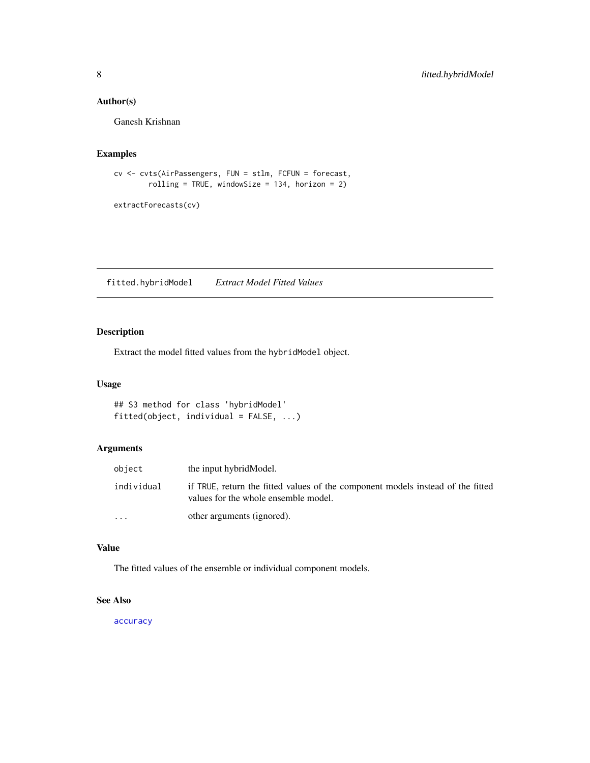### Author(s)

Ganesh Krishnan

### Examples

```
cv <- cvts(AirPassengers, FUN = stlm, FCFUN = forecast,
        rolling = TRUE, windowSize = 134, horizon = 2)

extractForecasts(cv)
```

---

## fitted.hybridModel    *Extract Model Fitted Values*

---

### Description

Extract the model fitted values from the hybridModel object.

### Usage

```
## S3 method for class 'hybridModel'
fitted(object, individual = FALSE, ...)
```

### Arguments

| | |
|---|---|
| object | the input hybridModel. |
| individual | if TRUE, return the fitted values of the component models instead of the fitted values for the whole ensemble model. |
| ... | other arguments (ignored). |

### Value

The fitted values of the ensemble or individual component models.

### See Also

accuracy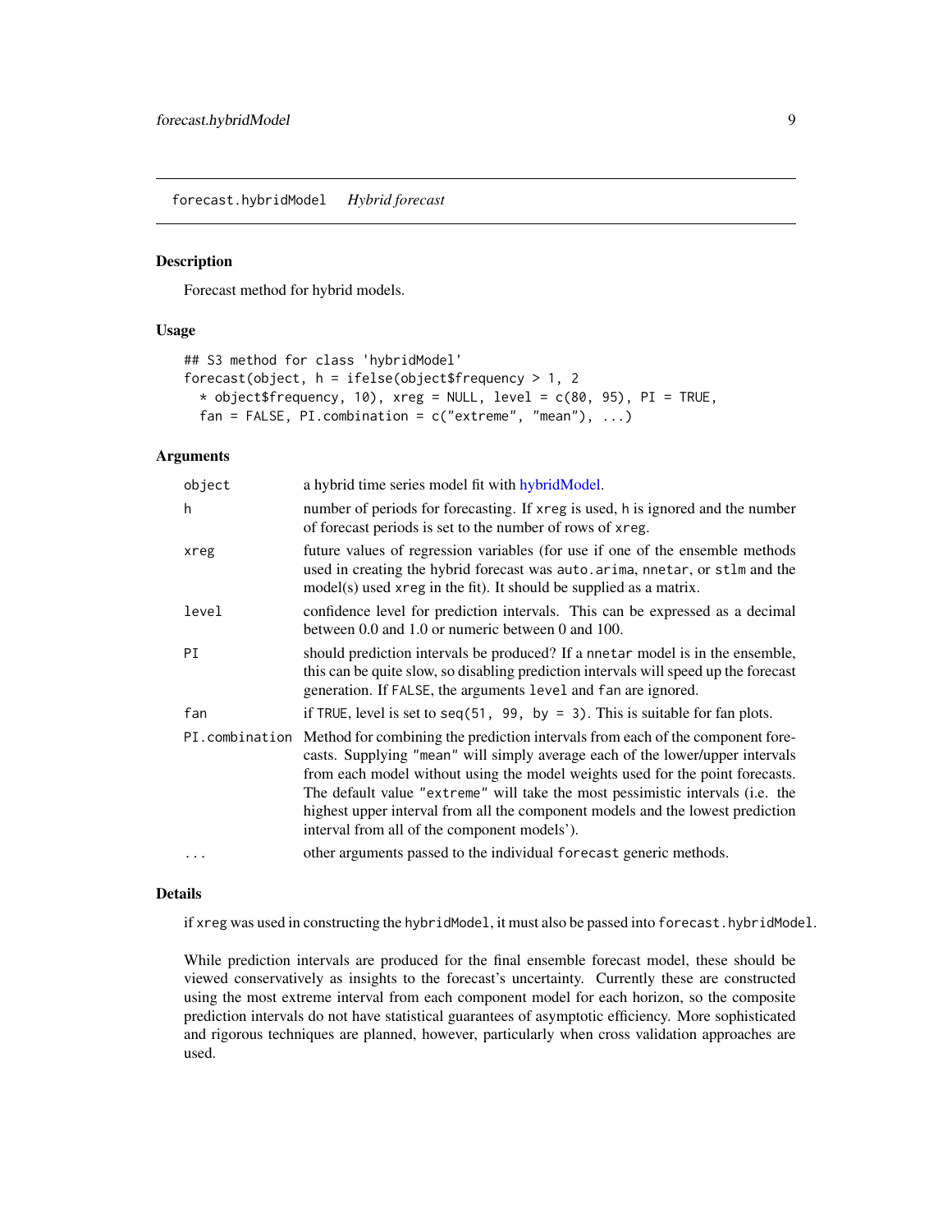## forecast.hybridModel *Hybrid forecast*

### Description

Forecast method for hybrid models.

### Usage

```
## S3 method for class 'hybridModel'
forecast(object, h = ifelse(object$frequency > 1, 2
  * object$frequency, 10), xreg = NULL, level = c(80, 95), PI = TRUE,
  fan = FALSE, PI.combination = c("extreme", "mean"), ...)
```

### Arguments

| | |
|---|---|
| `object` | a hybrid time series model fit with hybridModel. |
| `h` | number of periods for forecasting. If `xreg` is used, `h` is ignored and the number of forecast periods is set to the number of rows of `xreg`. |
| `xreg` | future values of regression variables (for use if one of the ensemble methods used in creating the hybrid forecast was `auto.arima`, `nnetar`, or `stlm` and the model(s) used `xreg` in the fit). It should be supplied as a matrix. |
| `level` | confidence level for prediction intervals. This can be expressed as a decimal between 0.0 and 1.0 or numeric between 0 and 100. |
| `PI` | should prediction intervals be produced? If a `nnetar` model is in the ensemble, this can be quite slow, so disabling prediction intervals will speed up the forecast generation. If `FALSE`, the arguments `level` and `fan` are ignored. |
| `fan` | if `TRUE`, level is set to `seq(51, 99, by = 3)`. This is suitable for fan plots. |
| `PI.combination` | Method for combining the prediction intervals from each of the component forecasts. Supplying `"mean"` will simply average each of the lower/upper intervals from each model without using the model weights used for the point forecasts. The default value `"extreme"` will take the most pessimistic intervals (i.e. the highest upper interval from all the component models and the lowest prediction interval from all of the component models'). |
| `...` | other arguments passed to the individual `forecast` generic methods. |

### Details

if `xreg` was used in constructing the `hybridModel`, it must also be passed into `forecast.hybridModel`.

While prediction intervals are produced for the final ensemble forecast model, these should be viewed conservatively as insights to the forecast's uncertainty. Currently these are constructed using the most extreme interval from each component model for each horizon, so the composite prediction intervals do not have statistical guarantees of asymptotic efficiency. More sophisticated and rigorous techniques are planned, however, particularly when cross validation approaches are used.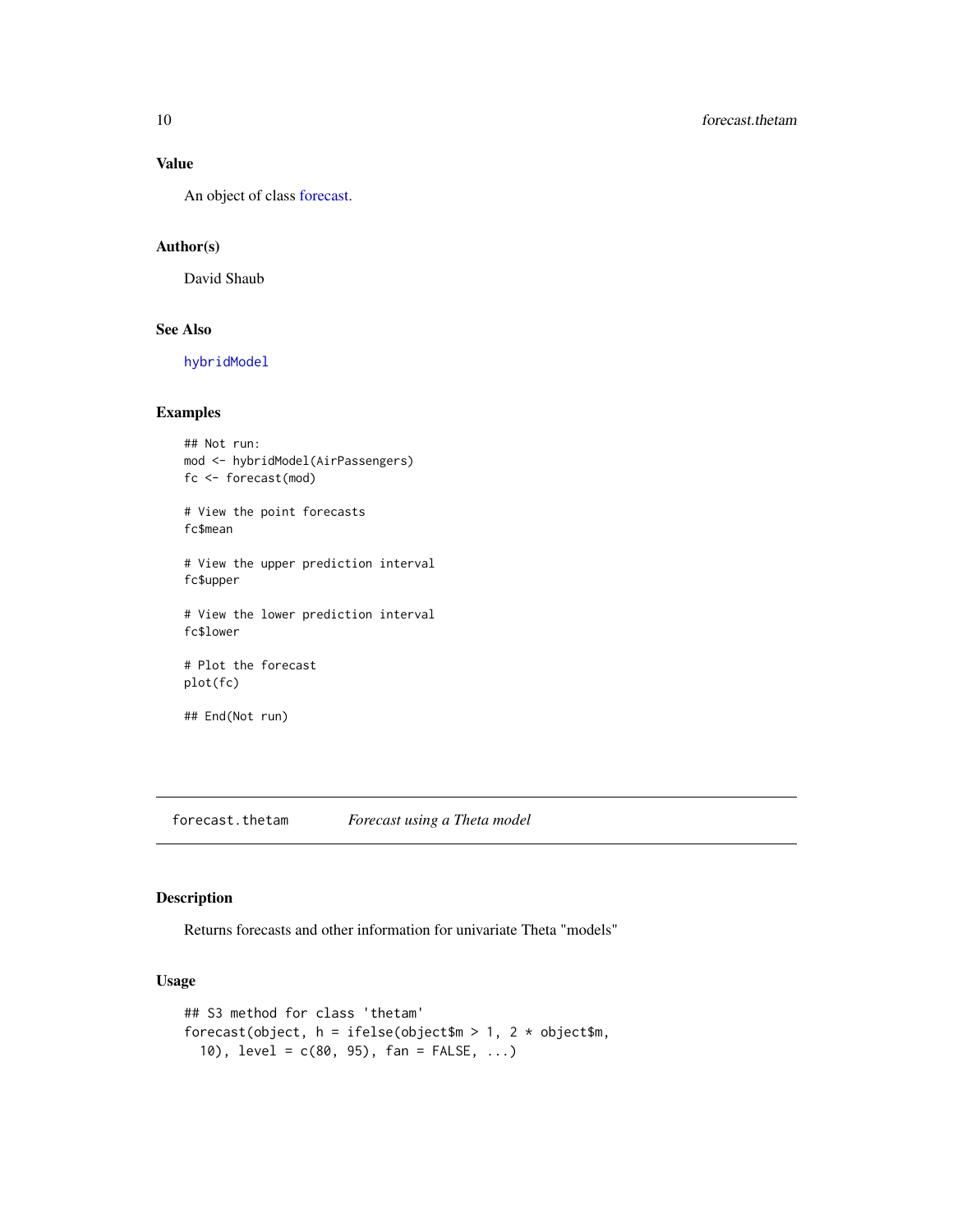### Value

An object of class forecast.

### Author(s)

David Shaub

### See Also

hybridModel

### Examples

```
## Not run:
mod <- hybridModel(AirPassengers)
fc <- forecast(mod)

# View the point forecasts
fc$mean

# View the upper prediction interval
fc$upper

# View the lower prediction interval
fc$lower

# Plot the forecast
plot(fc)

## End(Not run)
```

---

## forecast.thetam &nbsp;&nbsp;&nbsp;&nbsp; *Forecast using a Theta model*

---

### Description

Returns forecasts and other information for univariate Theta "models"

### Usage

```
## S3 method for class 'thetam'
forecast(object, h = ifelse(object$m > 1, 2 * object$m,
  10), level = c(80, 95), fan = FALSE, ...)
```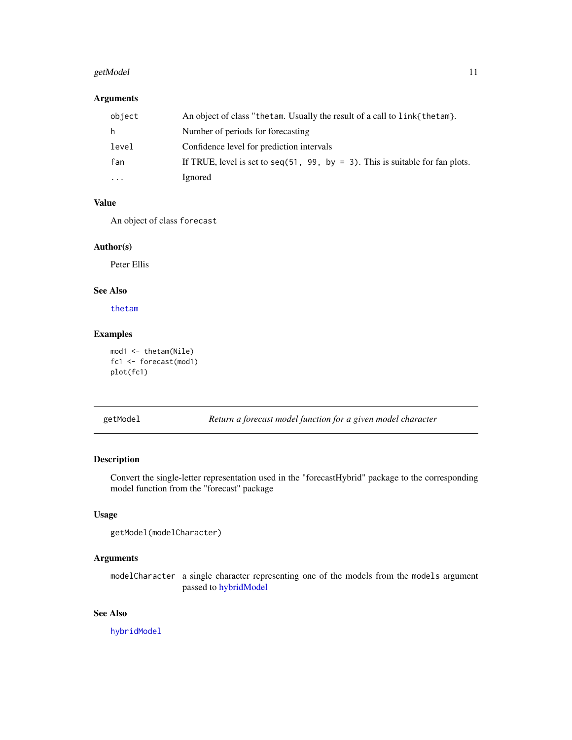### Arguments

| | |
|---|---|
| object | An object of class "thetam. Usually the result of a call to link{thetam}. |
| h | Number of periods for forecasting |
| level | Confidence level for prediction intervals |
| fan | If TRUE, level is set to seq(51, 99, by = 3). This is suitable for fan plots. |
| ... | Ignored |

### Value

An object of class forecast

### Author(s)

Peter Ellis

### See Also

thetam

### Examples

```
mod1 <- thetam(Nile)
fc1 <- forecast(mod1)
plot(fc1)
```

---

## getModel — *Return a forecast model function for a given model character*

### Description

Convert the single-letter representation used in the "forecastHybrid" package to the corresponding model function from the "forecast" package

### Usage

```
getModel(modelCharacter)
```

### Arguments

| | |
|---|---|
| modelCharacter | a single character representing one of the models from the models argument passed to hybridModel |

### See Also

hybridModel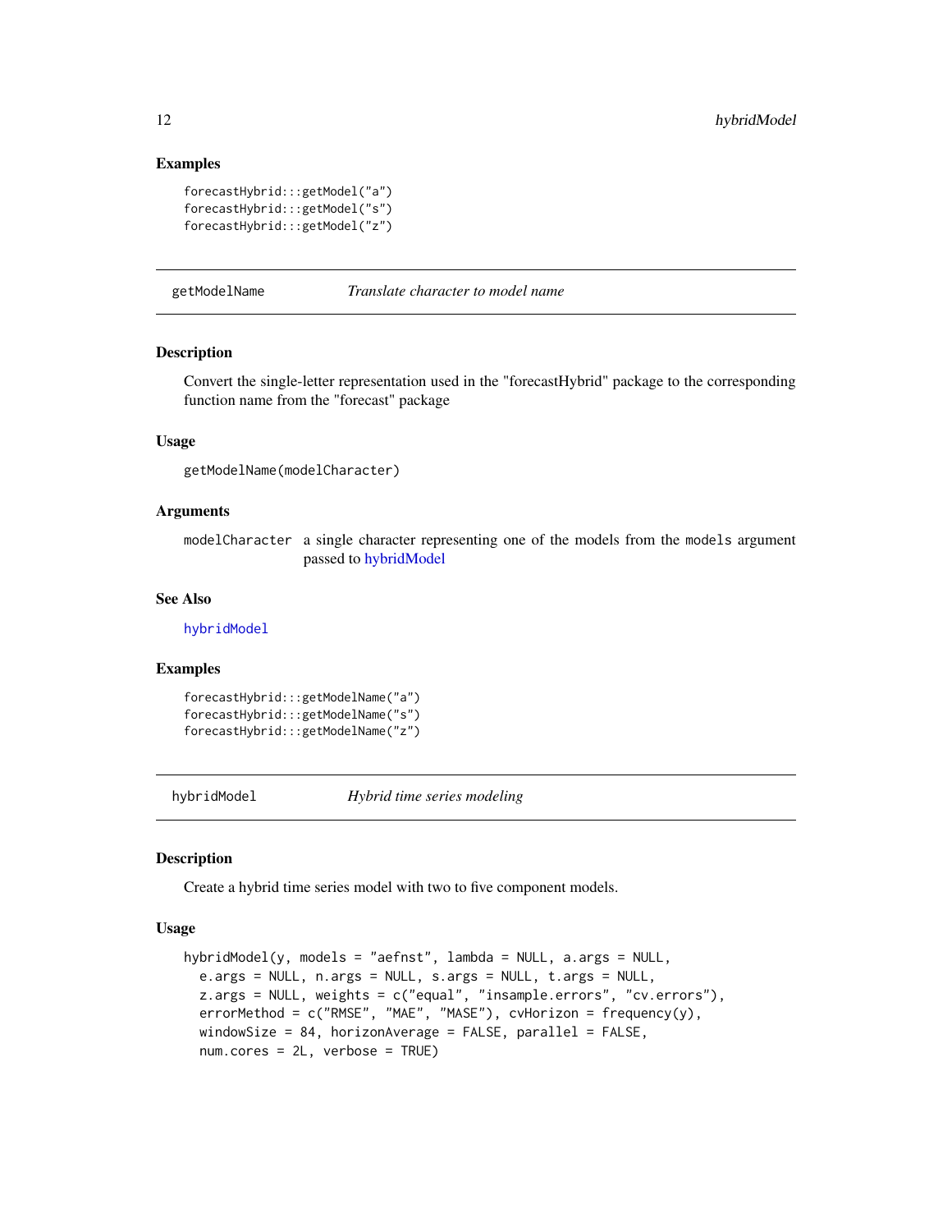### Examples

```
forecastHybrid:::getModel("a")
forecastHybrid:::getModel("s")
forecastHybrid:::getModel("z")
```

---

## getModelName — *Translate character to model name*

### Description

Convert the single-letter representation used in the "forecastHybrid" package to the corresponding function name from the "forecast" package

### Usage

```
getModelName(modelCharacter)
```

### Arguments

| | |
|---|---|
| `modelCharacter` | a single character representing one of the models from the `models` argument passed to hybridModel |

### See Also

`hybridModel`

### Examples

```
forecastHybrid:::getModelName("a")
forecastHybrid:::getModelName("s")
forecastHybrid:::getModelName("z")
```

---

## hybridModel — *Hybrid time series modeling*

### Description

Create a hybrid time series model with two to five component models.

### Usage

```
hybridModel(y, models = "aefnst", lambda = NULL, a.args = NULL,
  e.args = NULL, n.args = NULL, s.args = NULL, t.args = NULL,
  z.args = NULL, weights = c("equal", "insample.errors", "cv.errors"),
  errorMethod = c("RMSE", "MAE", "MASE"), cvHorizon = frequency(y),
  windowSize = 84, horizonAverage = FALSE, parallel = FALSE,
  num.cores = 2L, verbose = TRUE)
```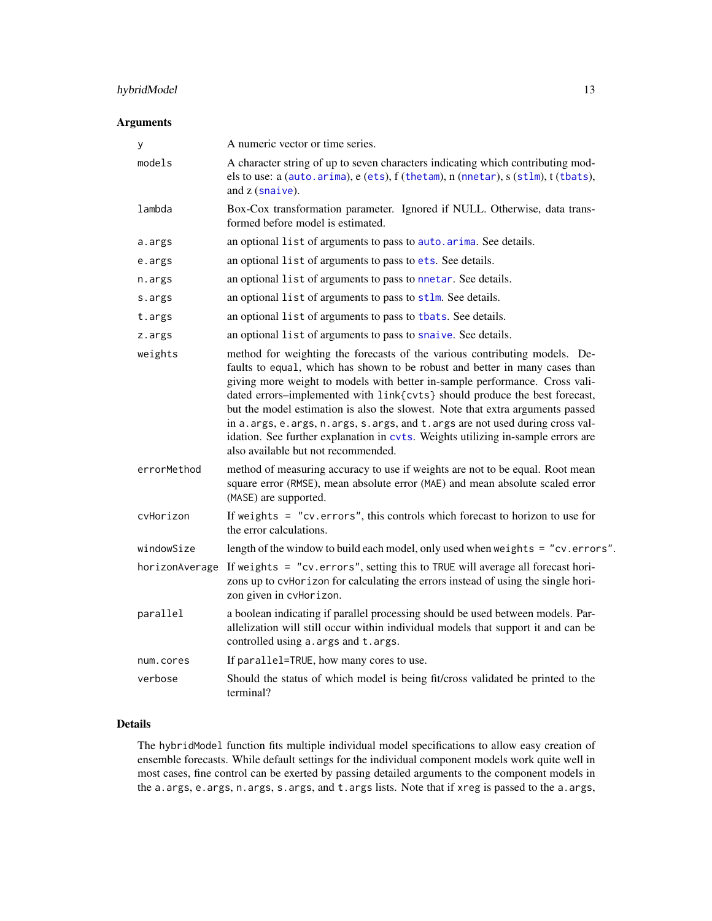## Arguments

| | |
|---|---|
| `y` | A numeric vector or time series. |
| `models` | A character string of up to seven characters indicating which contributing models to use: a (`auto.arima`), e (`ets`), f (`thetam`), n (`nnetar`), s (`stlm`), t (`tbats`), and z (`snaive`). |
| `lambda` | Box-Cox transformation parameter. Ignored if NULL. Otherwise, data transformed before model is estimated. |
| `a.args` | an optional `list` of arguments to pass to `auto.arima`. See details. |
| `e.args` | an optional `list` of arguments to pass to `ets`. See details. |
| `n.args` | an optional `list` of arguments to pass to `nnetar`. See details. |
| `s.args` | an optional `list` of arguments to pass to `stlm`. See details. |
| `t.args` | an optional `list` of arguments to pass to `tbats`. See details. |
| `z.args` | an optional `list` of arguments to pass to `snaive`. See details. |
| `weights` | method for weighting the forecasts of the various contributing models. Defaults to `equal`, which has shown to be robust and better in many cases than giving more weight to models with better in-sample performance. Cross validated errors–implemented with `link{cvts}` should produce the best forecast, but the model estimation is also the slowest. Note that extra arguments passed in `a.args`, `e.args`, `n.args`, `s.args`, and `t.args` are not used during cross validation. See further explanation in `cvts`. Weights utilizing in-sample errors are also available but not recommended. |
| `errorMethod` | method of measuring accuracy to use if weights are not to be equal. Root mean square error (`RMSE`), mean absolute error (`MAE`) and mean absolute scaled error (`MASE`) are supported. |
| `cvHorizon` | If `weights = "cv.errors"`, this controls which forecast to horizon to use for the error calculations. |
| `windowSize` | length of the window to build each model, only used when `weights = "cv.errors"`. |
| `horizonAverage` | If `weights = "cv.errors"`, setting this to `TRUE` will average all forecast horizons up to `cvHorizon` for calculating the errors instead of using the single horizon given in `cvHorizon`. |
| `parallel` | a boolean indicating if parallel processing should be used between models. Parallelization will still occur within individual models that support it and can be controlled using `a.args` and `t.args`. |
| `num.cores` | If `parallel=TRUE`, how many cores to use. |
| `verbose` | Should the status of which model is being fit/cross validated be printed to the terminal? |

## Details

The `hybridModel` function fits multiple individual model specifications to allow easy creation of ensemble forecasts. While default settings for the individual component models work quite well in most cases, fine control can be exerted by passing detailed arguments to the component models in the `a.args`, `e.args`, `n.args`, `s.args`, and `t.args` lists. Note that if `xreg` is passed to the `a.args`,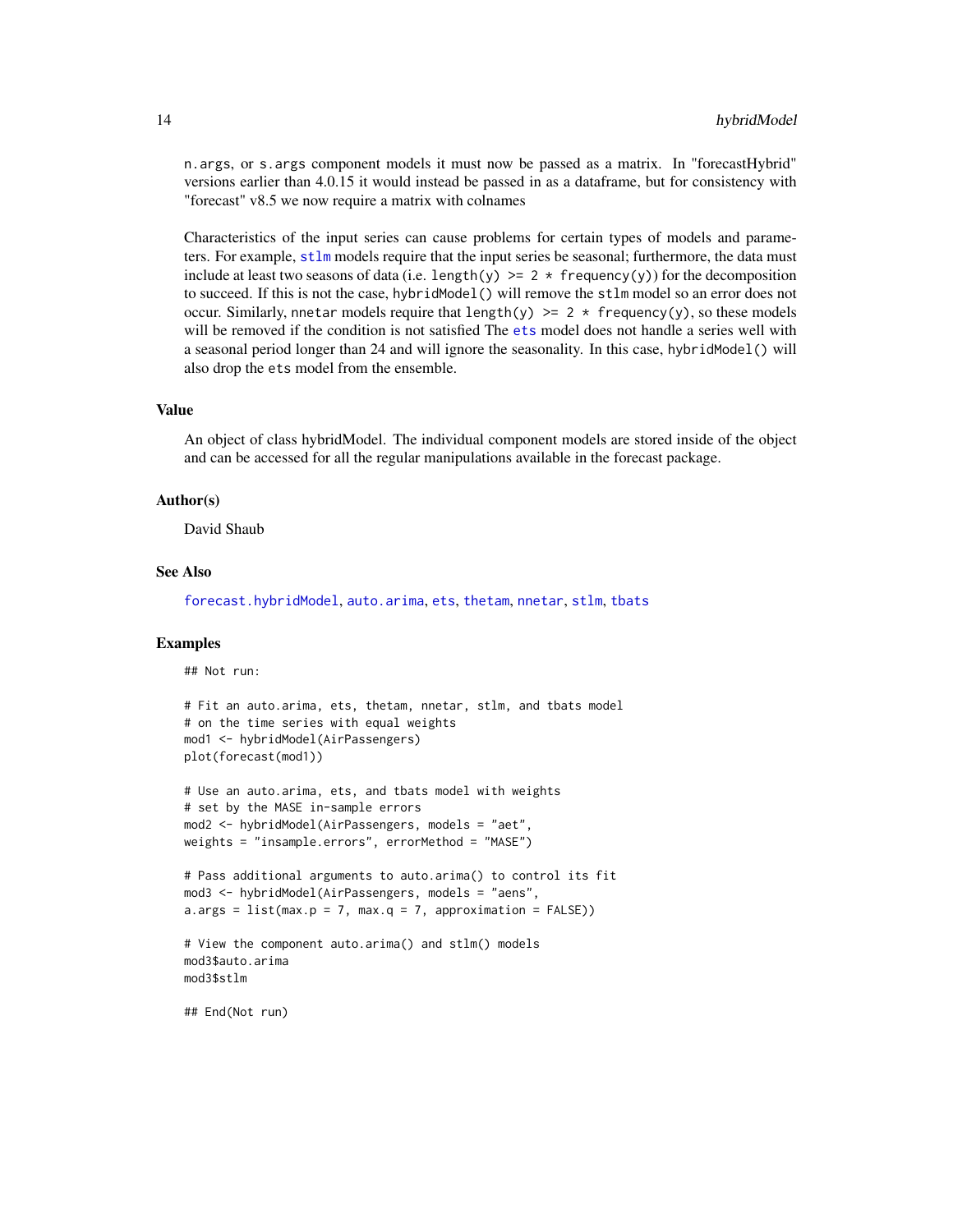n.args, or s.args component models it must now be passed as a matrix. In "forecastHybrid" versions earlier than 4.0.15 it would instead be passed in as a dataframe, but for consistency with "forecast" v8.5 we now require a matrix with colnames

Characteristics of the input series can cause problems for certain types of models and parameters. For example, stlm models require that the input series be seasonal; furthermore, the data must include at least two seasons of data (i.e. length(y) >= 2 * frequency(y)) for the decomposition to succeed. If this is not the case, hybridModel() will remove the stlm model so an error does not occur. Similarly, nnetar models require that length(y) >= 2 * frequency(y), so these models will be removed if the condition is not satisfied The ets model does not handle a series well with a seasonal period longer than 24 and will ignore the seasonality. In this case, hybridModel() will also drop the ets model from the ensemble.

### Value

An object of class hybridModel. The individual component models are stored inside of the object and can be accessed for all the regular manipulations available in the forecast package.

### Author(s)

David Shaub

### See Also

forecast.hybridModel, auto.arima, ets, thetam, nnetar, stlm, tbats

### Examples

```
## Not run:

# Fit an auto.arima, ets, thetam, nnetar, stlm, and tbats model
# on the time series with equal weights
mod1 <- hybridModel(AirPassengers)
plot(forecast(mod1))

# Use an auto.arima, ets, and tbats model with weights
# set by the MASE in-sample errors
mod2 <- hybridModel(AirPassengers, models = "aet",
weights = "insample.errors", errorMethod = "MASE")

# Pass additional arguments to auto.arima() to control its fit
mod3 <- hybridModel(AirPassengers, models = "aens",
a.args = list(max.p = 7, max.q = 7, approximation = FALSE))

# View the component auto.arima() and stlm() models
mod3$auto.arima
mod3$stlm

## End(Not run)
```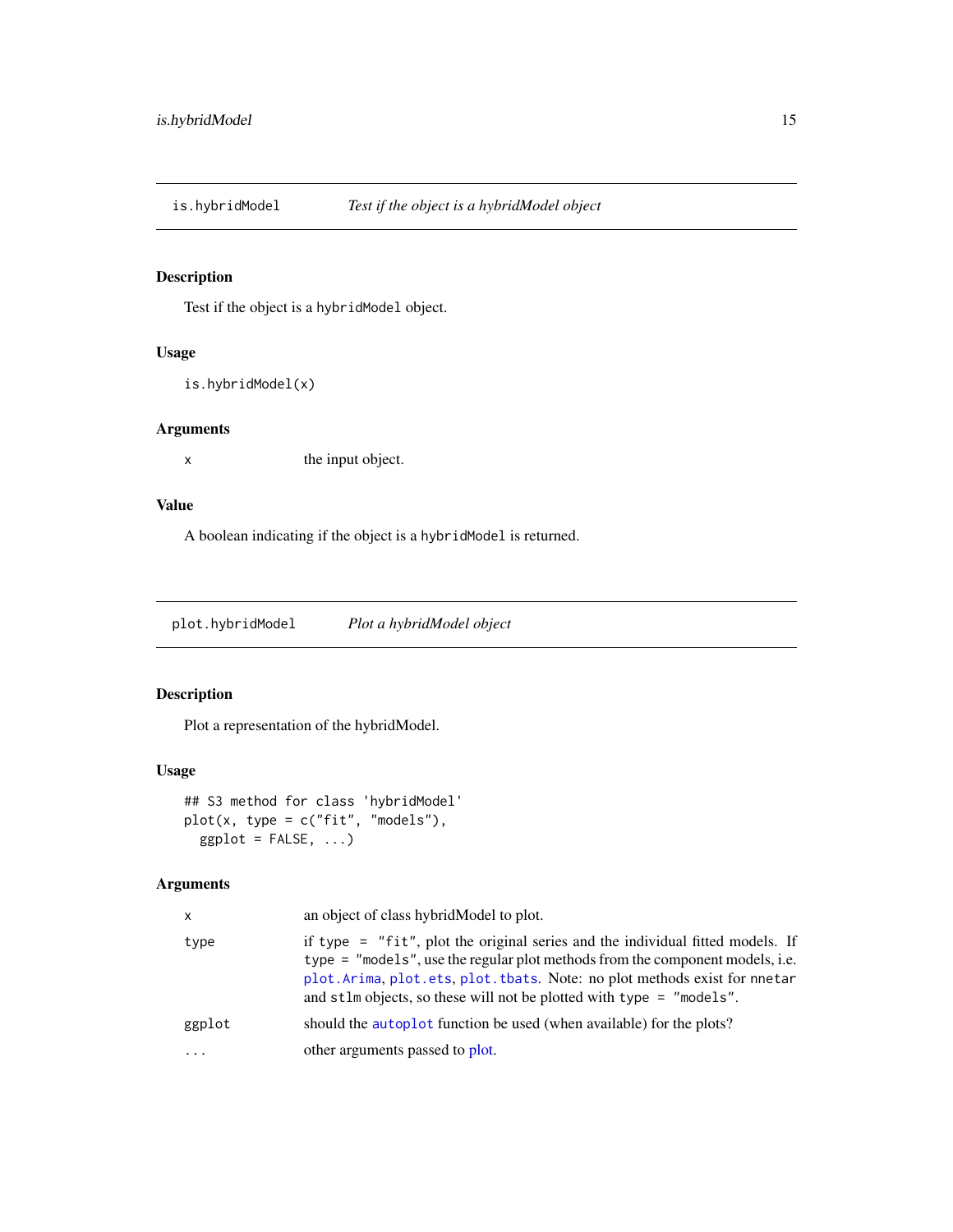## is.hybridModel — *Test if the object is a hybridModel object*

### Description

Test if the object is a `hybridModel` object.

### Usage

```
is.hybridModel(x)
```

### Arguments

| | |
|---|---|
| `x` | the input object. |

### Value

A boolean indicating if the object is a `hybridModel` is returned.

## plot.hybridModel — *Plot a hybridModel object*

### Description

Plot a representation of the hybridModel.

### Usage

```
## S3 method for class 'hybridModel'
plot(x, type = c("fit", "models"),
  ggplot = FALSE, ...)
```

### Arguments

| | |
|---|---|
| `x` | an object of class hybridModel to plot. |
| `type` | if `type = "fit"`, plot the original series and the individual fitted models. If `type = "models"`, use the regular plot methods from the component models, i.e. `plot.Arima`, `plot.ets`, `plot.tbats`. Note: no plot methods exist for `nnetar` and `stlm` objects, so these will not be plotted with `type = "models"`. |
| `ggplot` | should the `autoplot` function be used (when available) for the plots? |
| `...` | other arguments passed to plot. |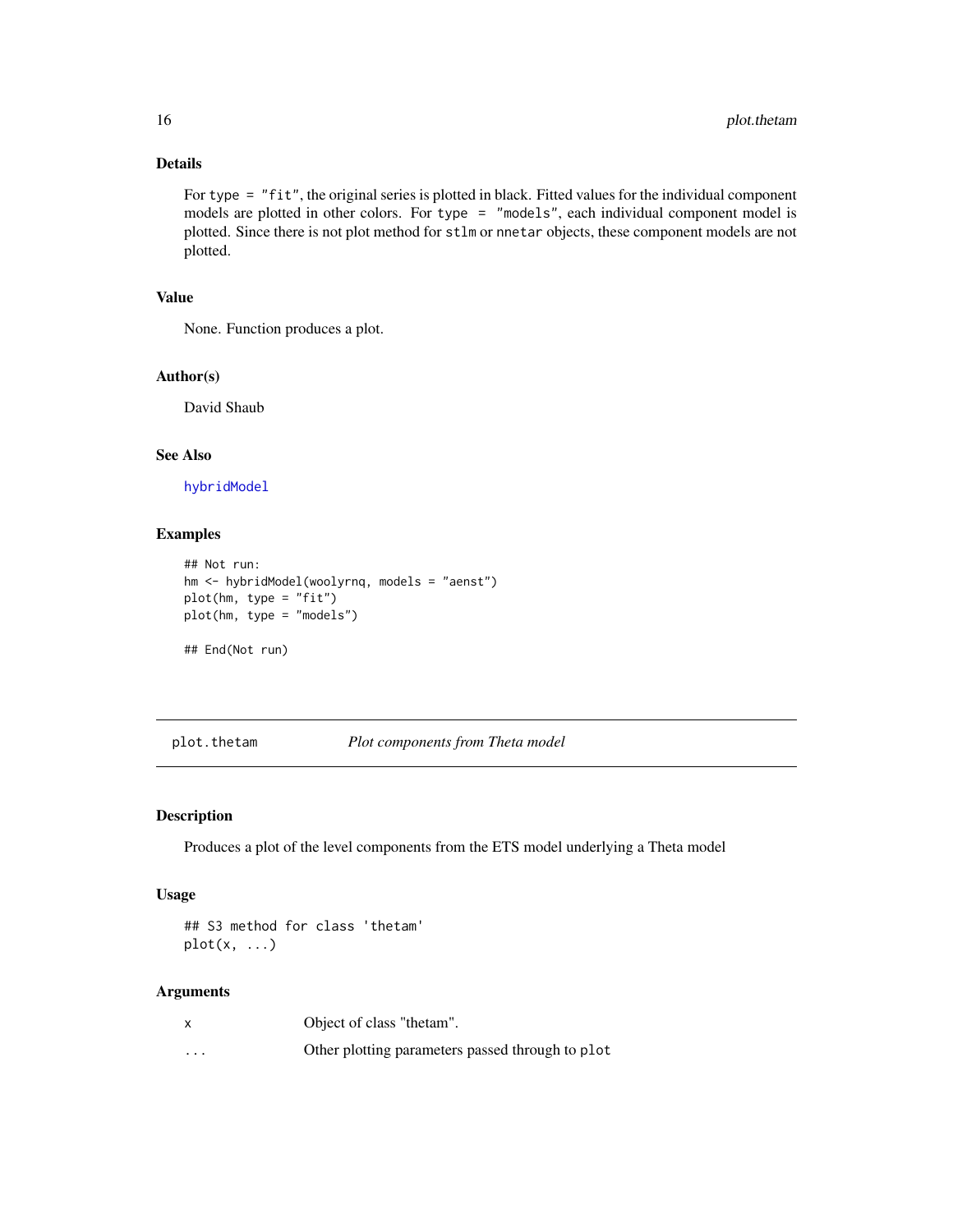### Details

For `type = "fit"`, the original series is plotted in black. Fitted values for the individual component models are plotted in other colors. For `type = "models"`, each individual component model is plotted. Since there is not plot method for `stlm` or `nnetar` objects, these component models are not plotted.

### Value

None. Function produces a plot.

### Author(s)

David Shaub

### See Also

`hybridModel`

### Examples

```
## Not run:
hm <- hybridModel(woolyrnq, models = "aenst")
plot(hm, type = "fit")
plot(hm, type = "models")

## End(Not run)
```

---

## plot.thetam    *Plot components from Theta model*

---

### Description

Produces a plot of the level components from the ETS model underlying a Theta model

### Usage

```
## S3 method for class 'thetam'
plot(x, ...)
```

### Arguments

| | |
|---|---|
| x | Object of class "thetam". |
| ... | Other plotting parameters passed through to `plot` |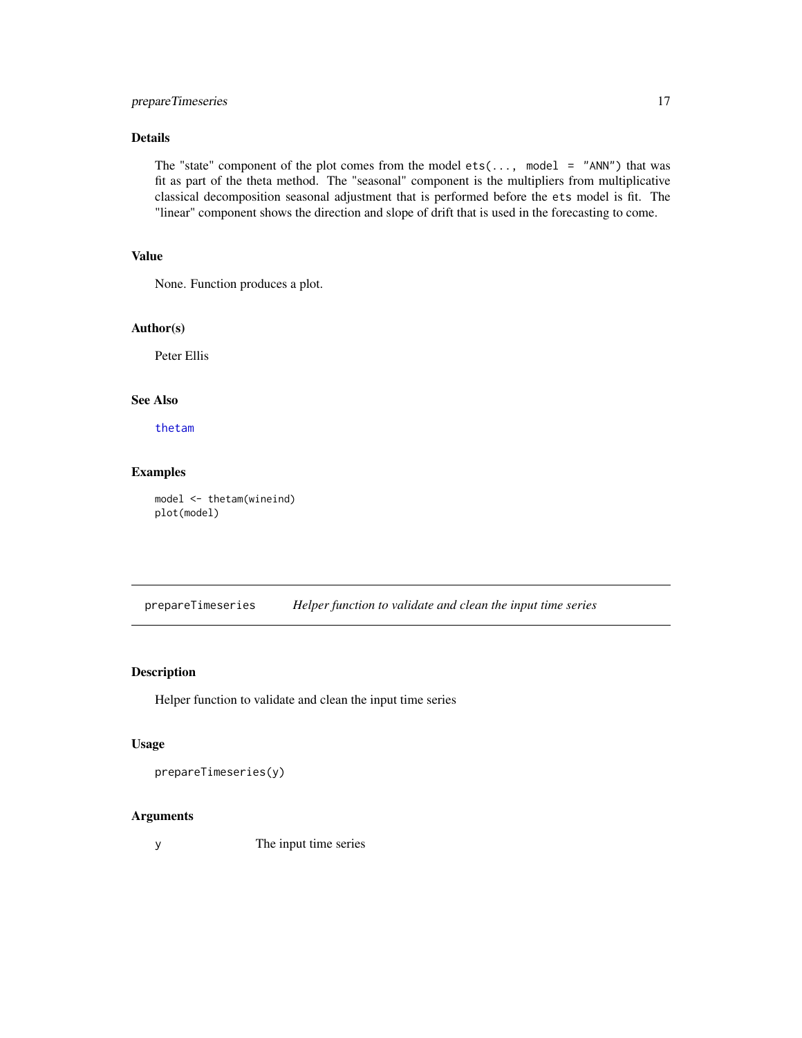## Details

The "state" component of the plot comes from the model `ets(..., model = "ANN")` that was fit as part of the theta method. The "seasonal" component is the multipliers from multiplicative classical decomposition seasonal adjustment that is performed before the `ets` model is fit. The "linear" component shows the direction and slope of drift that is used in the forecasting to come.

## Value

None. Function produces a plot.

## Author(s)

Peter Ellis

## See Also

`thetam`

## Examples

```
model <- thetam(wineind)
plot(model)
```

---

# `prepareTimeseries` *Helper function to validate and clean the input time series*

## Description

Helper function to validate and clean the input time series

## Usage

```
prepareTimeseries(y)
```

## Arguments

| | |
|---|---|
| `y` | The input time series |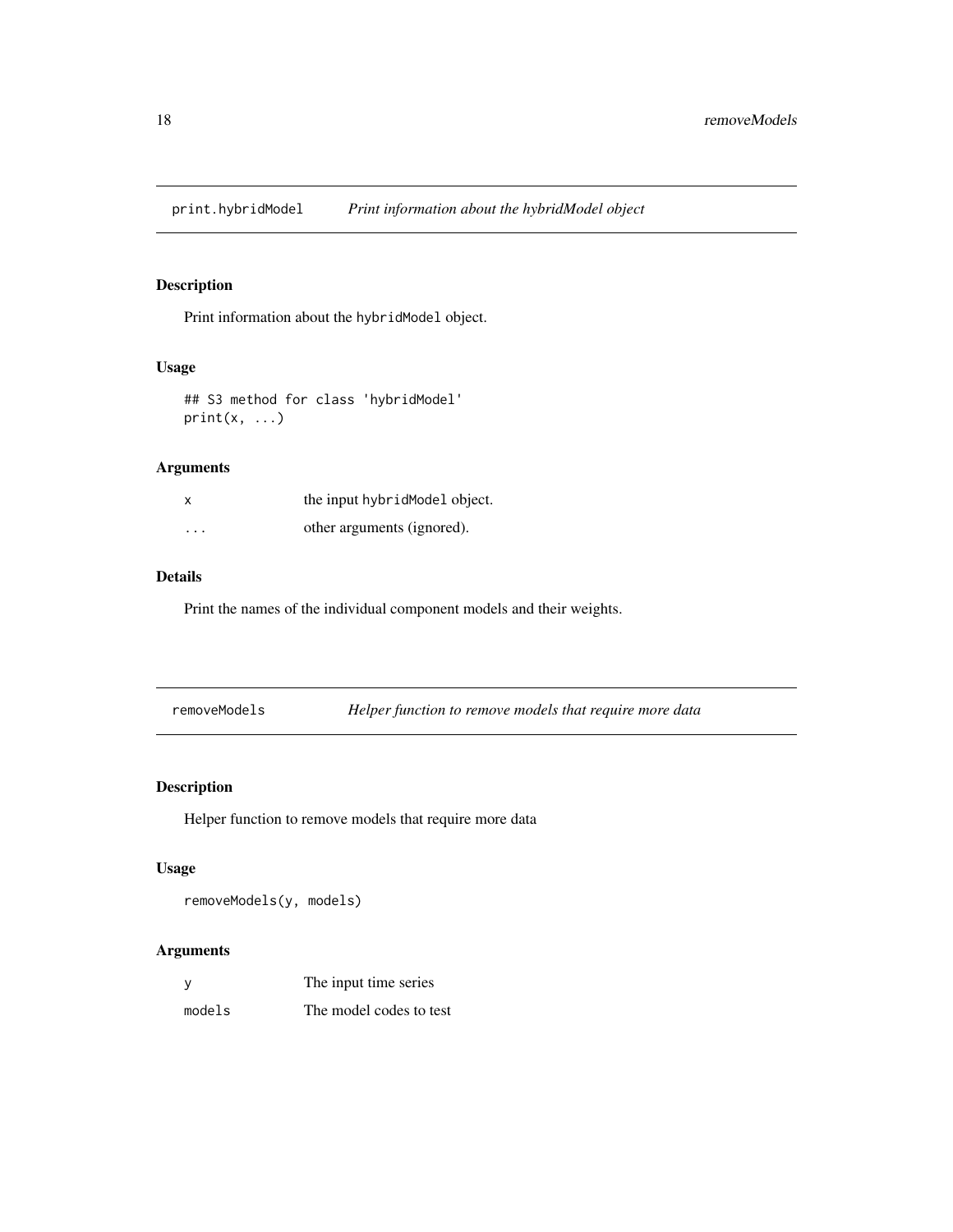## print.hybridModel — *Print information about the hybridModel object*

### Description

Print information about the `hybridModel` object.

### Usage

```
## S3 method for class 'hybridModel'
print(x, ...)
```

### Arguments

| | |
|---|---|
| `x` | the input `hybridModel` object. |
| `...` | other arguments (ignored). |

### Details

Print the names of the individual component models and their weights.

## removeModels — *Helper function to remove models that require more data*

### Description

Helper function to remove models that require more data

### Usage

```
removeModels(y, models)
```

### Arguments

| | |
|---|---|
| `y` | The input time series |
| `models` | The model codes to test |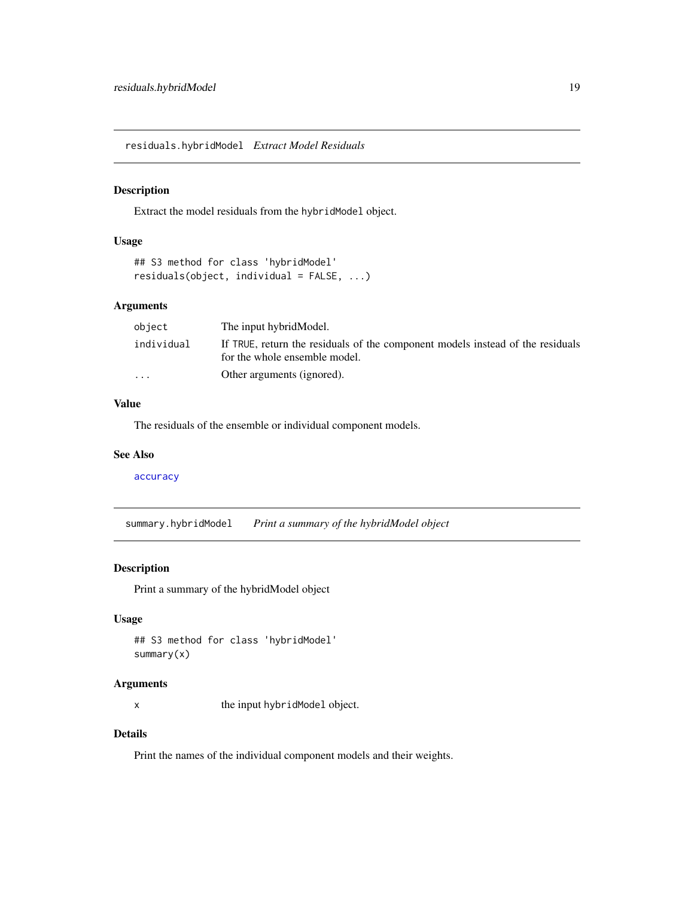## residuals.hybridModel *Extract Model Residuals*

### Description

Extract the model residuals from the `hybridModel` object.

### Usage

```
## S3 method for class 'hybridModel'
residuals(object, individual = FALSE, ...)
```

### Arguments

| | |
|---|---|
| `object` | The input hybridModel. |
| `individual` | If `TRUE`, return the residuals of the component models instead of the residuals for the whole ensemble model. |
| `...` | Other arguments (ignored). |

### Value

The residuals of the ensemble or individual component models.

### See Also

`accuracy`

## summary.hybridModel *Print a summary of the hybridModel object*

### Description

Print a summary of the hybridModel object

### Usage

```
## S3 method for class 'hybridModel'
summary(x)
```

### Arguments

| | |
|---|---|
| `x` | the input `hybridModel` object. |

### Details

Print the names of the individual component models and their weights.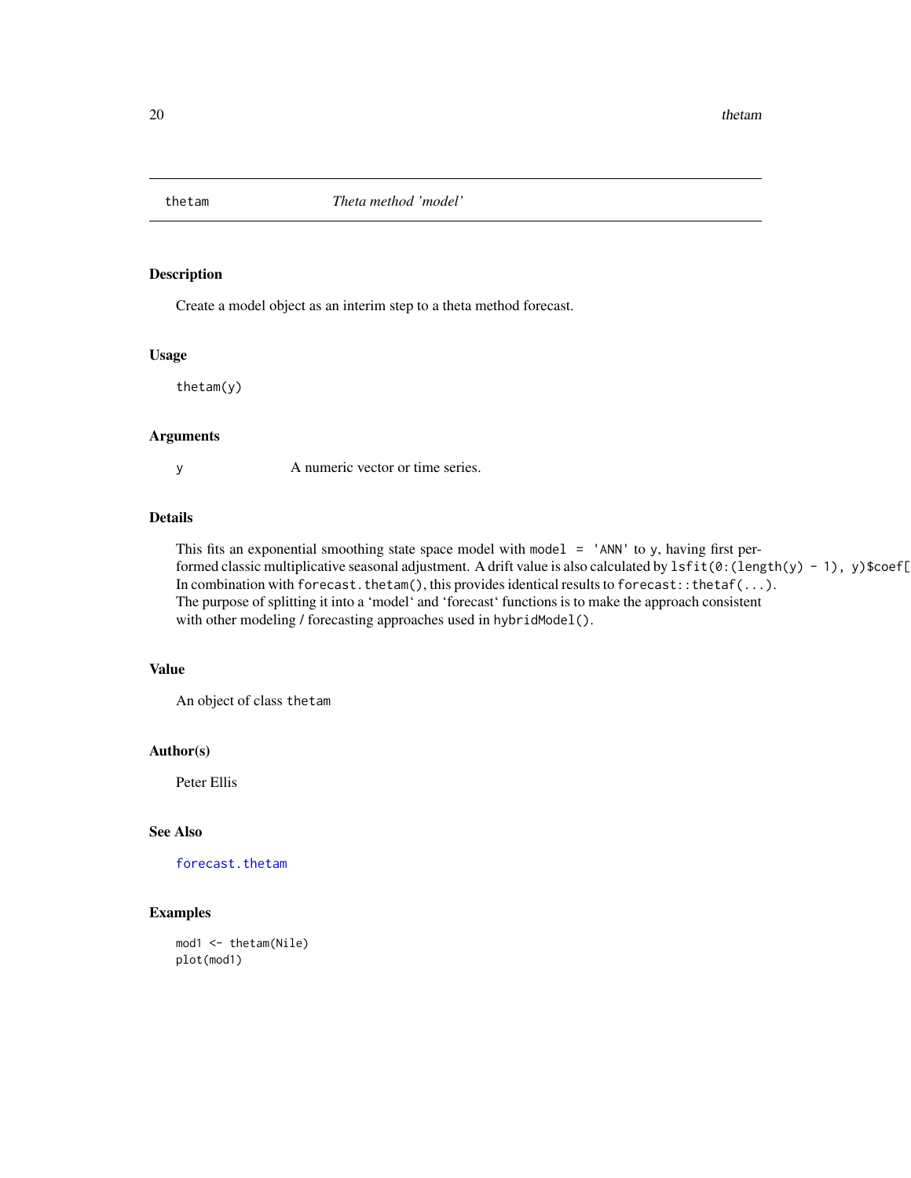## thetam — *Theta method 'model'*

### Description

Create a model object as an interim step to a theta method forecast.

### Usage

```
thetam(y)
```

### Arguments

y — A numeric vector or time series.

### Details

This fits an exponential smoothing state space model with `model = 'ANN'` to y, having first performed classic multiplicative seasonal adjustment. A drift value is also calculated by `lsfit(0:(length(y) - 1), y)$coef[` In combination with `forecast.thetam()`, this provides identical results to `forecast::thetaf(...)`. The purpose of splitting it into a 'model' and 'forecast' functions is to make the approach consistent with other modeling / forecasting approaches used in `hybridModel()`.

### Value

An object of class `thetam`

### Author(s)

Peter Ellis

### See Also

forecast.thetam

### Examples

```
mod1 <- thetam(Nile)
plot(mod1)
```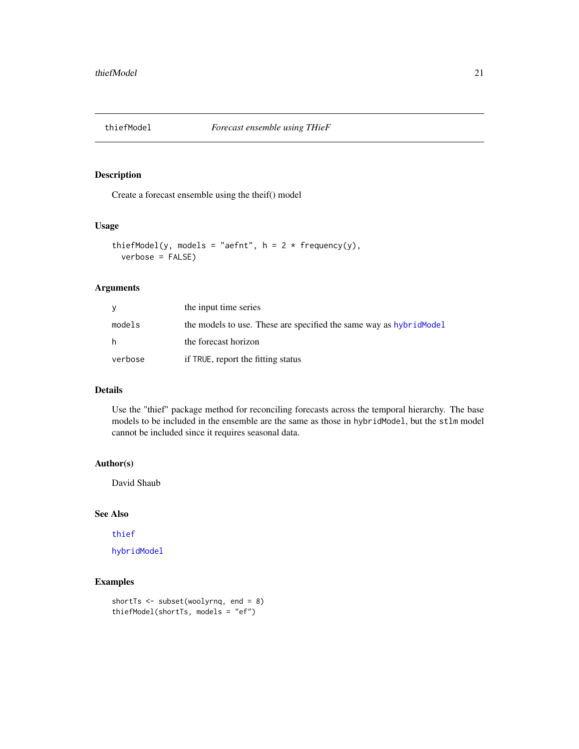## thiefModel — *Forecast ensemble using THieF*

### Description

Create a forecast ensemble using the theif() model

### Usage

```
thiefModel(y, models = "aefnt", h = 2 * frequency(y),
  verbose = FALSE)
```

### Arguments

| | |
|---|---|
| y | the input time series |
| models | the models to use. These are specified the same way as hybridModel |
| h | the forecast horizon |
| verbose | if TRUE, report the fitting status |

### Details

Use the "thief" package method for reconciling forecasts across the temporal hierarchy. The base models to be included in the ensemble are the same as those in `hybridModel`, but the `stlm` model cannot be included since it requires seasonal data.

### Author(s)

David Shaub

### See Also

thief

hybridModel

### Examples

```
shortTs <- subset(woolyrnq, end = 8)
thiefModel(shortTs, models = "ef")
```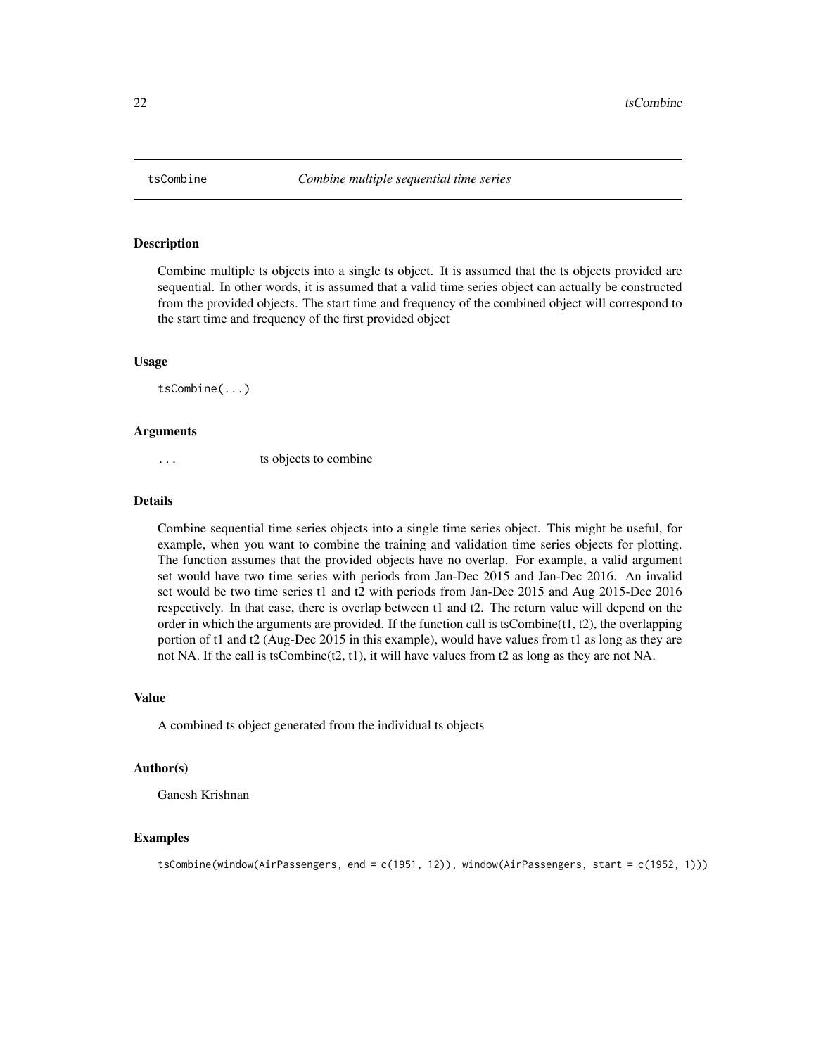# tsCombine — *Combine multiple sequential time series*

## Description

Combine multiple ts objects into a single ts object. It is assumed that the ts objects provided are sequential. In other words, it is assumed that a valid time series object can actually be constructed from the provided objects. The start time and frequency of the combined object will correspond to the start time and frequency of the first provided object

## Usage

```
tsCombine(...)
```

## Arguments

| | |
|---|---|
| ... | ts objects to combine |

## Details

Combine sequential time series objects into a single time series object. This might be useful, for example, when you want to combine the training and validation time series objects for plotting. The function assumes that the provided objects have no overlap. For example, a valid argument set would have two time series with periods from Jan-Dec 2015 and Jan-Dec 2016. An invalid set would be two time series t1 and t2 with periods from Jan-Dec 2015 and Aug 2015-Dec 2016 respectively. In that case, there is overlap between t1 and t2. The return value will depend on the order in which the arguments are provided. If the function call is tsCombine(t1, t2), the overlapping portion of t1 and t2 (Aug-Dec 2015 in this example), would have values from t1 as long as they are not NA. If the call is tsCombine(t2, t1), it will have values from t2 as long as they are not NA.

## Value

A combined ts object generated from the individual ts objects

## Author(s)

Ganesh Krishnan

## Examples

```
tsCombine(window(AirPassengers, end = c(1951, 12)), window(AirPassengers, start = c(1952, 1)))
```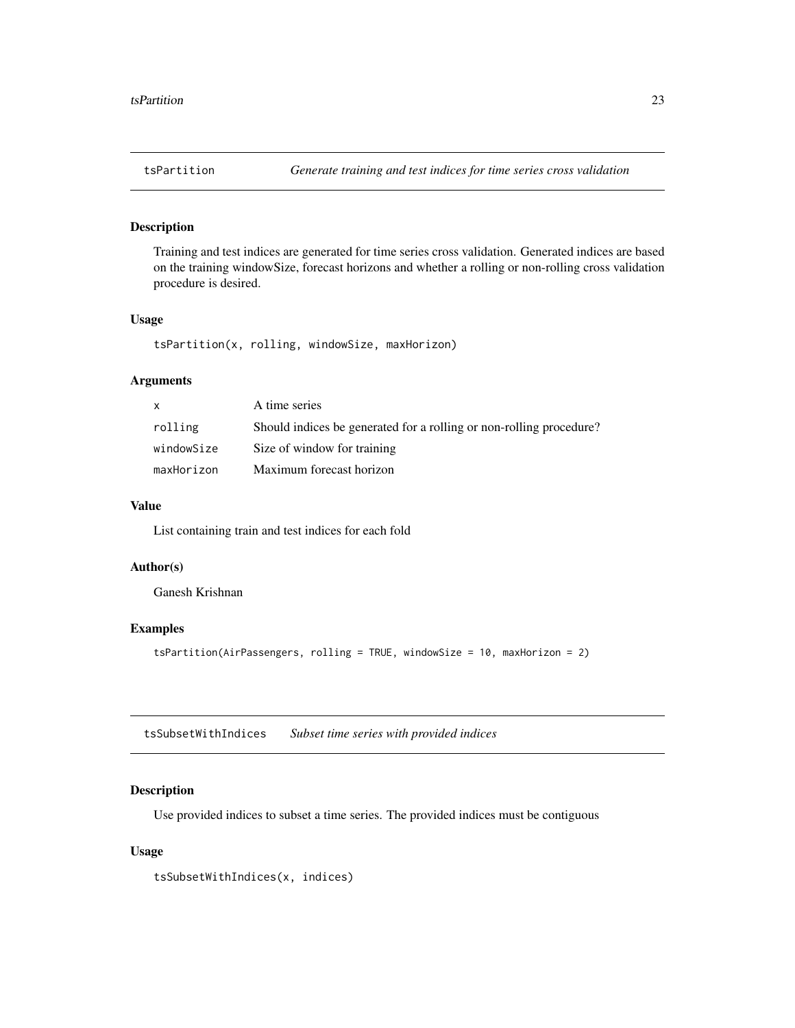## tsPartition *Generate training and test indices for time series cross validation*

### Description

Training and test indices are generated for time series cross validation. Generated indices are based on the training windowSize, forecast horizons and whether a rolling or non-rolling cross validation procedure is desired.

### Usage

```
tsPartition(x, rolling, windowSize, maxHorizon)
```

### Arguments

| | |
|---|---|
| x | A time series |
| rolling | Should indices be generated for a rolling or non-rolling procedure? |
| windowSize | Size of window for training |
| maxHorizon | Maximum forecast horizon |

### Value

List containing train and test indices for each fold

### Author(s)

Ganesh Krishnan

### Examples

```
tsPartition(AirPassengers, rolling = TRUE, windowSize = 10, maxHorizon = 2)
```

## tsSubsetWithIndices *Subset time series with provided indices*

### Description

Use provided indices to subset a time series. The provided indices must be contiguous

### Usage

```
tsSubsetWithIndices(x, indices)
```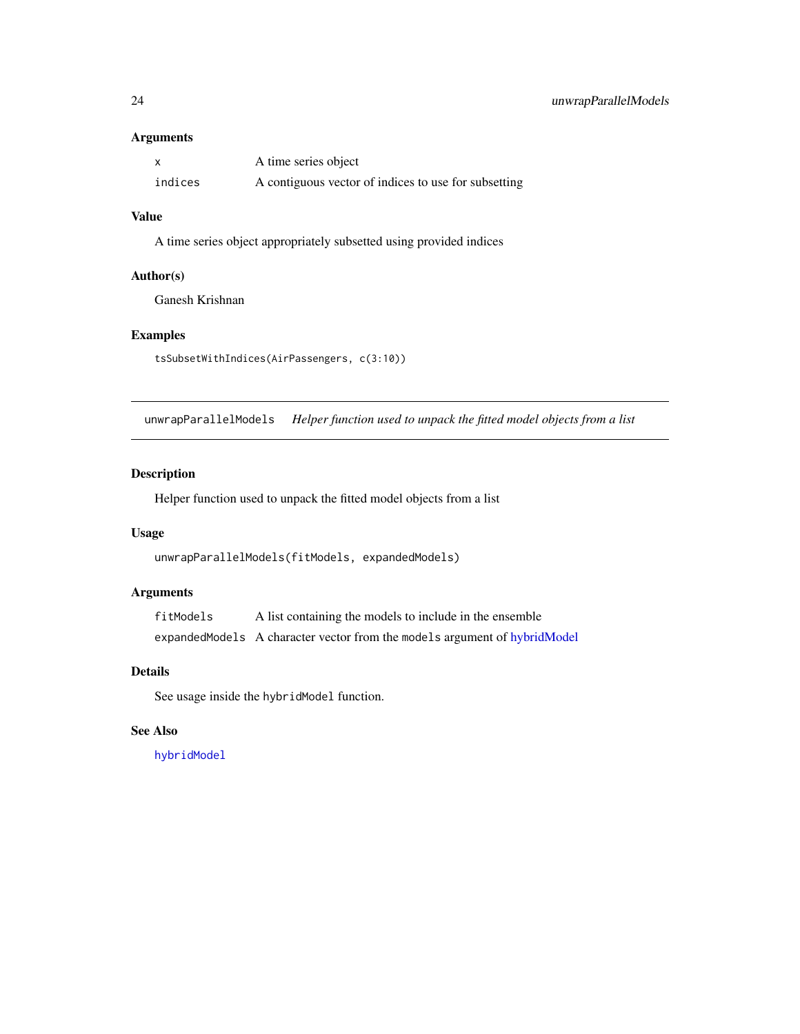### Arguments

| | |
|---|---|
| `x` | A time series object |
| `indices` | A contiguous vector of indices to use for subsetting |

### Value

A time series object appropriately subsetted using provided indices

### Author(s)

Ganesh Krishnan

### Examples

```
tsSubsetWithIndices(AirPassengers, c(3:10))
```

---

## `unwrapParallelModels` *Helper function used to unpack the fitted model objects from a list*

---

### Description

Helper function used to unpack the fitted model objects from a list

### Usage

```
unwrapParallelModels(fitModels, expandedModels)
```

### Arguments

| | |
|---|---|
| `fitModels` | A list containing the models to include in the ensemble |
| `expandedModels` | A character vector from the `models` argument of hybridModel |

### Details

See usage inside the `hybridModel` function.

### See Also

`hybridModel`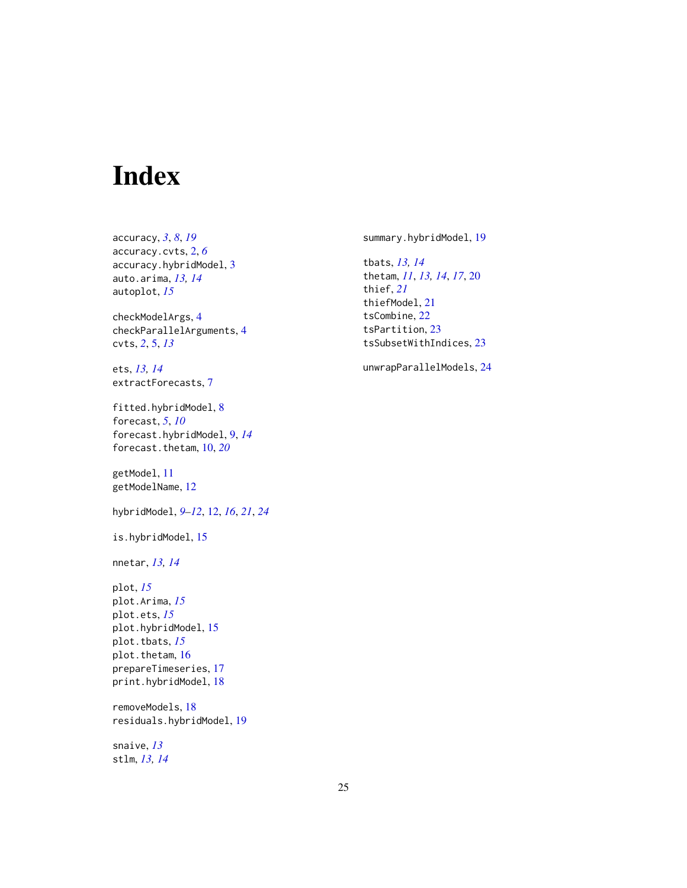# Index

accuracy, *3*, *8*, *19*
accuracy.cvts, 2, *6*
accuracy.hybridModel, 3
auto.arima, *13, 14*
autoplot, *15*

checkModelArgs, 4
checkParallelArguments, 4
cvts, *2*, 5, *13*

ets, *13, 14*
extractForecasts, 7

fitted.hybridModel, 8
forecast, *5*, *10*
forecast.hybridModel, 9, *14*
forecast.thetam, 10, *20*

getModel, 11
getModelName, 12

hybridModel, *9–12*, 12, *16*, *21*, *24*

is.hybridModel, 15

nnetar, *13, 14*

plot, *15*
plot.Arima, *15*
plot.ets, *15*
plot.hybridModel, 15
plot.tbats, *15*
plot.thetam, 16
prepareTimeseries, 17
print.hybridModel, 18

removeModels, 18
residuals.hybridModel, 19

snaive, *13*
stlm, *13, 14*

summary.hybridModel, 19

tbats, *13, 14*
thetam, *11*, *13, 14*, *17*, 20
thief, *21*
thiefModel, 21
tsCombine, 22
tsPartition, 23
tsSubsetWithIndices, 23

unwrapParallelModels, 24